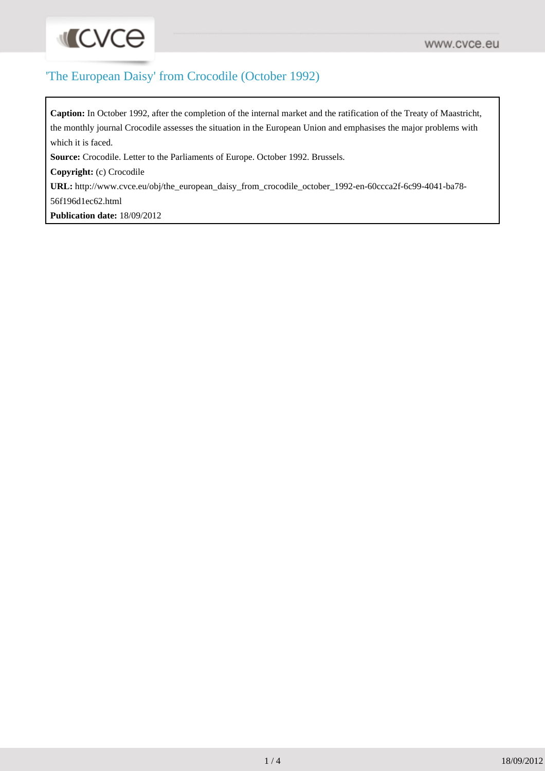# 'The European Daisy' from Crocodile (October 1992)

**Caption:** In October 1992, after the completion of the internal market and the ratification of the Treaty of Maastricht, the monthly journal Crocodile assesses the situation in the European Union and emphasises the major problems with which it is faced.

**Source:** Crocodile. Letter to the Parliaments of Europe. October 1992. Brussels.

**Copyright:** (c) Crocodile

**URL:** http://www.cvce.eu/obj/the_european_daisy_from_crocodile_october_1992-en-60ccca2f-6c99-4041-ba78-56f196d1ec62.html

**Publication date:** 18/09/2012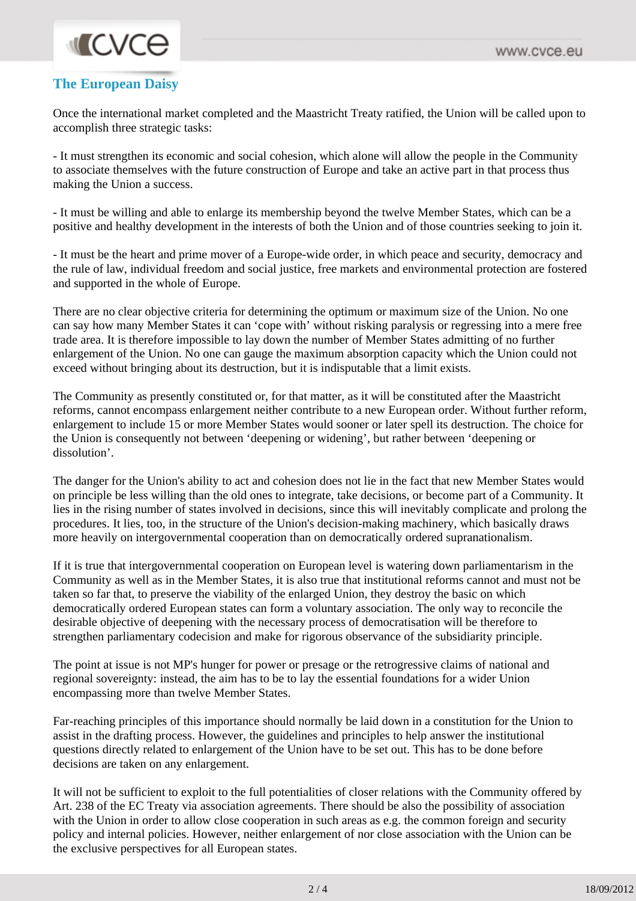## The European Daisy

Once the international market completed and the Maastricht Treaty ratified, the Union will be called upon to accomplish three strategic tasks:

- It must strengthen its economic and social cohesion, which alone will allow the people in the Community to associate themselves with the future construction of Europe and take an active part in that process thus making the Union a success.

- It must be willing and able to enlarge its membership beyond the twelve Member States, which can be a positive and healthy development in the interests of both the Union and of those countries seeking to join it.

- It must be the heart and prime mover of a Europe-wide order, in which peace and security, democracy and the rule of law, individual freedom and social justice, free markets and environmental protection are fostered and supported in the whole of Europe.

There are no clear objective criteria for determining the optimum or maximum size of the Union. No one can say how many Member States it can 'cope with' without risking paralysis or regressing into a mere free trade area. It is therefore impossible to lay down the number of Member States admitting of no further enlargement of the Union. No one can gauge the maximum absorption capacity which the Union could not exceed without bringing about its destruction, but it is indisputable that a limit exists.

The Community as presently constituted or, for that matter, as it will be constituted after the Maastricht reforms, cannot encompass enlargement neither contribute to a new European order. Without further reform, enlargement to include 15 or more Member States would sooner or later spell its destruction. The choice for the Union is consequently not between 'deepening or widening', but rather between 'deepening or dissolution'.

The danger for the Union's ability to act and cohesion does not lie in the fact that new Member States would on principle be less willing than the old ones to integrate, take decisions, or become part of a Community. It lies in the rising number of states involved in decisions, since this will inevitably complicate and prolong the procedures. It lies, too, in the structure of the Union's decision-making machinery, which basically draws more heavily on intergovernmental cooperation than on democratically ordered supranationalism.

If it is true that intergovernmental cooperation on European level is watering down parliamentarism in the Community as well as in the Member States, it is also true that institutional reforms cannot and must not be taken so far that, to preserve the viability of the enlarged Union, they destroy the basic on which democratically ordered European states can form a voluntary association. The only way to reconcile the desirable objective of deepening with the necessary process of democratisation will be therefore to strengthen parliamentary codecision and make for rigorous observance of the subsidiarity principle.

The point at issue is not MP's hunger for power or presage or the retrogressive claims of national and regional sovereignty: instead, the aim has to be to lay the essential foundations for a wider Union encompassing more than twelve Member States.

Far-reaching principles of this importance should normally be laid down in a constitution for the Union to assist in the drafting process. However, the guidelines and principles to help answer the institutional questions directly related to enlargement of the Union have to be set out. This has to be done before decisions are taken on any enlargement.

It will not be sufficient to exploit to the full potentialities of closer relations with the Community offered by Art. 238 of the EC Treaty via association agreements. There should be also the possibility of association with the Union in order to allow close cooperation in such areas as e.g. the common foreign and security policy and internal policies. However, neither enlargement of nor close association with the Union can be the exclusive perspectives for all European states.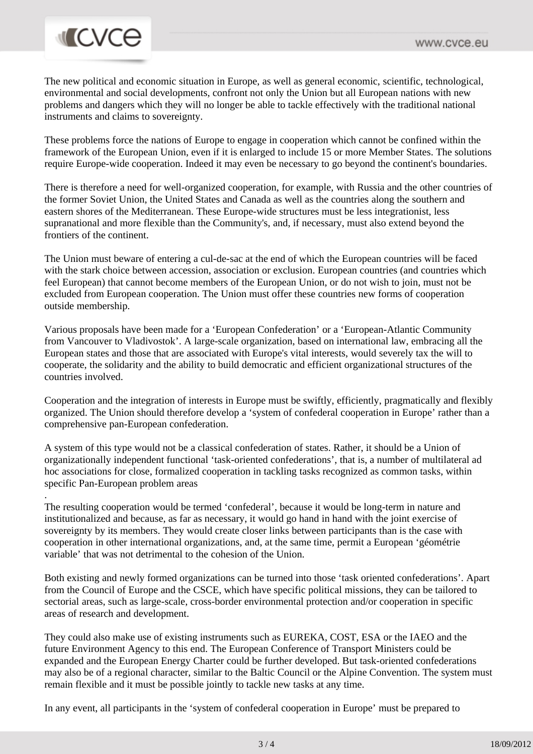The new political and economic situation in Europe, as well as general economic, scientific, technological, environmental and social developments, confront not only the Union but all European nations with new problems and dangers which they will no longer be able to tackle effectively with the traditional national instruments and claims to sovereignty.

These problems force the nations of Europe to engage in cooperation which cannot be confined within the framework of the European Union, even if it is enlarged to include 15 or more Member States. The solutions require Europe-wide cooperation. Indeed it may even be necessary to go beyond the continent's boundaries.

There is therefore a need for well-organized cooperation, for example, with Russia and the other countries of the former Soviet Union, the United States and Canada as well as the countries along the southern and eastern shores of the Mediterranean. These Europe-wide structures must be less integrationist, less supranational and more flexible than the Community's, and, if necessary, must also extend beyond the frontiers of the continent.

The Union must beware of entering a cul-de-sac at the end of which the European countries will be faced with the stark choice between accession, association or exclusion. European countries (and countries which feel European) that cannot become members of the European Union, or do not wish to join, must not be excluded from European cooperation. The Union must offer these countries new forms of cooperation outside membership.

Various proposals have been made for a 'European Confederation' or a 'European-Atlantic Community from Vancouver to Vladivostok'. A large-scale organization, based on international law, embracing all the European states and those that are associated with Europe's vital interests, would severely tax the will to cooperate, the solidarity and the ability to build democratic and efficient organizational structures of the countries involved.

Cooperation and the integration of interests in Europe must be swiftly, efficiently, pragmatically and flexibly organized. The Union should therefore develop a 'system of confederal cooperation in Europe' rather than a comprehensive pan-European confederation.

A system of this type would not be a classical confederation of states. Rather, it should be a Union of organizationally independent functional 'task-oriented confederations', that is, a number of multilateral ad hoc associations for close, formalized cooperation in tackling tasks recognized as common tasks, within specific Pan-European problem areas

.
The resulting cooperation would be termed 'confederal', because it would be long-term in nature and institutionalized and because, as far as necessary, it would go hand in hand with the joint exercise of sovereignty by its members. They would create closer links between participants than is the case with cooperation in other international organizations, and, at the same time, permit a European 'géométrie variable' that was not detrimental to the cohesion of the Union.

Both existing and newly formed organizations can be turned into those 'task oriented confederations'. Apart from the Council of Europe and the CSCE, which have specific political missions, they can be tailored to sectorial areas, such as large-scale, cross-border environmental protection and/or cooperation in specific areas of research and development.

They could also make use of existing instruments such as EUREKA, COST, ESA or the IAEO and the future Environment Agency to this end. The European Conference of Transport Ministers could be expanded and the European Energy Charter could be further developed. But task-oriented confederations may also be of a regional character, similar to the Baltic Council or the Alpine Convention. The system must remain flexible and it must be possible jointly to tackle new tasks at any time.

In any event, all participants in the 'system of confederal cooperation in Europe' must be prepared to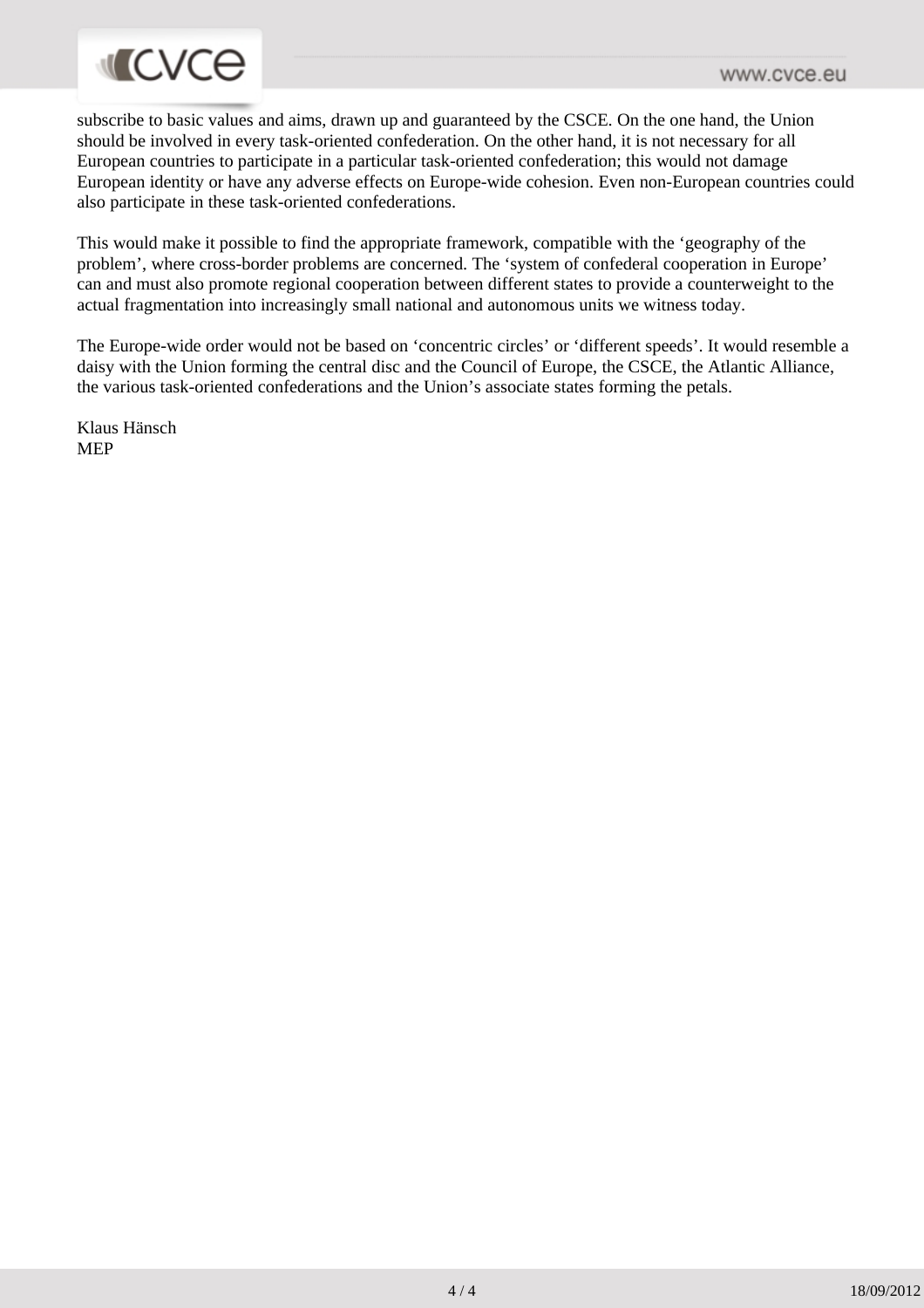subscribe to basic values and aims, drawn up and guaranteed by the CSCE. On the one hand, the Union should be involved in every task-oriented confederation. On the other hand, it is not necessary for all European countries to participate in a particular task-oriented confederation; this would not damage European identity or have any adverse effects on Europe-wide cohesion. Even non-European countries could also participate in these task-oriented confederations.

This would make it possible to find the appropriate framework, compatible with the 'geography of the problem', where cross-border problems are concerned. The 'system of confederal cooperation in Europe' can and must also promote regional cooperation between different states to provide a counterweight to the actual fragmentation into increasingly small national and autonomous units we witness today.

The Europe-wide order would not be based on 'concentric circles' or 'different speeds'. It would resemble a daisy with the Union forming the central disc and the Council of Europe, the CSCE, the Atlantic Alliance, the various task-oriented confederations and the Union's associate states forming the petals.

Klaus Hänsch
MEP